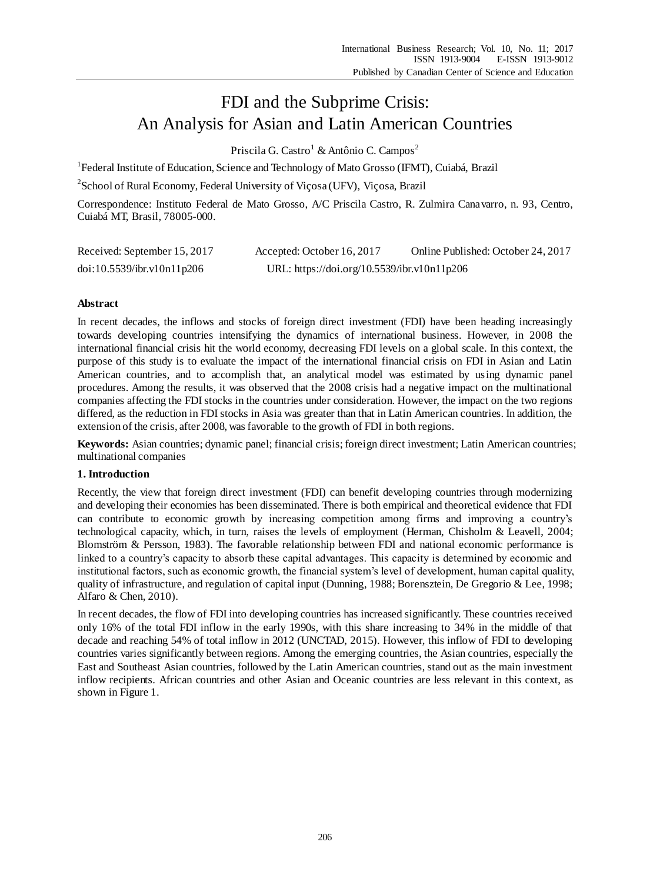# FDI and the Subprime Crisis: An Analysis for Asian and Latin American Countries

Priscila G. Castro[1] & Antônio C. Campos[2]

[1]Federal Institute of Education, Science and Technology of Mato Grosso (IFMT), Cuiabá, Brazil

[2]School of Rural Economy, Federal University of Viçosa (UFV), Viçosa, Brazil

Correspondence: Instituto Federal de Mato Grosso, A/C Priscila Castro, R. Zulmira Canavarro, n. 93, Centro, Cuiabá MT, Brasil, 78005-000.

Received: September 15, 2017 Accepted: October 16, 2017 Online Published: October 24, 2017

doi:10.5539/ibr.v10n11p206 URL: https://doi.org/10.5539/ibr.v10n11p206

**Abstract**

In recent decades, the inflows and stocks of foreign direct investment (FDI) have been heading increasingly towards developing countries intensifying the dynamics of international business. However, in 2008 the international financial crisis hit the world economy, decreasing FDI levels on a global scale. In this context, the purpose of this study is to evaluate the impact of the international financial crisis on FDI in Asian and Latin American countries, and to accomplish that, an analytical model was estimated by using dynamic panel procedures. Among the results, it was observed that the 2008 crisis had a negative impact on the multinational companies affecting the FDI stocks in the countries under consideration. However, the impact on the two regions differed, as the reduction in FDI stocks in Asia was greater than that in Latin American countries. In addition, the extension of the crisis, after 2008, was favorable to the growth of FDI in both regions.

**Keywords:** Asian countries; dynamic panel; financial crisis; foreign direct investment; Latin American countries; multinational companies

## 1. Introduction

Recently, the view that foreign direct investment (FDI) can benefit developing countries through modernizing and developing their economies has been disseminated. There is both empirical and theoretical evidence that FDI can contribute to economic growth by increasing competition among firms and improving a country's technological capacity, which, in turn, raises the levels of employment (Herman, Chisholm & Leavell, 2004; Blomström & Persson, 1983). The favorable relationship between FDI and national economic performance is linked to a country's capacity to absorb these capital advantages. This capacity is determined by economic and institutional factors, such as economic growth, the financial system's level of development, human capital quality, quality of infrastructure, and regulation of capital input (Dunning, 1988; Borensztein, De Gregorio & Lee, 1998; Alfaro & Chen, 2010).

In recent decades, the flow of FDI into developing countries has increased significantly. These countries received only 16% of the total FDI inflow in the early 1990s, with this share increasing to 34% in the middle of that decade and reaching 54% of total inflow in 2012 (UNCTAD, 2015). However, this inflow of FDI to developing countries varies significantly between regions. Among the emerging countries, the Asian countries, especially the East and Southeast Asian countries, followed by the Latin American countries, stand out as the main investment inflow recipients. African countries and other Asian and Oceanic countries are less relevant in this context, as shown in Figure 1.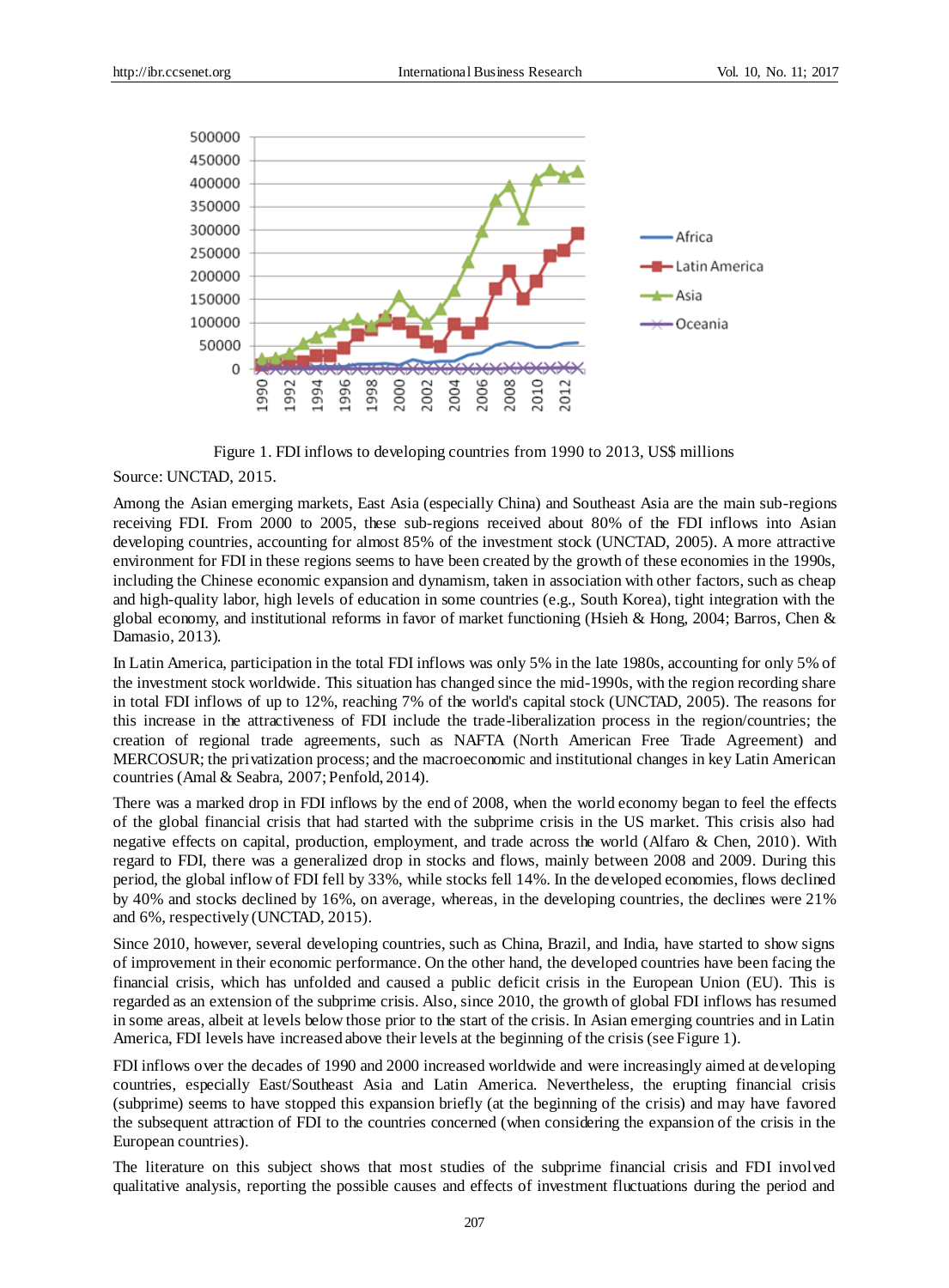Figure 1. FDI inflows to developing countries from 1990 to 2013, US$ millions

Source: UNCTAD, 2015.

Among the Asian emerging markets, East Asia (especially China) and Southeast Asia are the main sub-regions receiving FDI. From 2000 to 2005, these sub-regions received about 80% of the FDI inflows into Asian developing countries, accounting for almost 85% of the investment stock (UNCTAD, 2005). A more attractive environment for FDI in these regions seems to have been created by the growth of these economies in the 1990s, including the Chinese economic expansion and dynamism, taken in association with other factors, such as cheap and high-quality labor, high levels of education in some countries (e.g., South Korea), tight integration with the global economy, and institutional reforms in favor of market functioning (Hsieh & Hong, 2004; Barros, Chen & Damasio, 2013).

In Latin America, participation in the total FDI inflows was only 5% in the late 1980s, accounting for only 5% of the investment stock worldwide. This situation has changed since the mid-1990s, with the region recording share in total FDI inflows of up to 12%, reaching 7% of the world's capital stock (UNCTAD, 2005). The reasons for this increase in the attractiveness of FDI include the trade-liberalization process in the region/countries; the creation of regional trade agreements, such as NAFTA (North American Free Trade Agreement) and MERCOSUR; the privatization process; and the macroeconomic and institutional changes in key Latin American countries (Amal & Seabra, 2007; Penfold, 2014).

There was a marked drop in FDI inflows by the end of 2008, when the world economy began to feel the effects of the global financial crisis that had started with the subprime crisis in the US market. This crisis also had negative effects on capital, production, employment, and trade across the world (Alfaro & Chen, 2010). With regard to FDI, there was a generalized drop in stocks and flows, mainly between 2008 and 2009. During this period, the global inflow of FDI fell by 33%, while stocks fell 14%. In the developed economies, flows declined by 40% and stocks declined by 16%, on average, whereas, in the developing countries, the declines were 21% and 6%, respectively (UNCTAD, 2015).

Since 2010, however, several developing countries, such as China, Brazil, and India, have started to show signs of improvement in their economic performance. On the other hand, the developed countries have been facing the financial crisis, which has unfolded and caused a public deficit crisis in the European Union (EU). This is regarded as an extension of the subprime crisis. Also, since 2010, the growth of global FDI inflows has resumed in some areas, albeit at levels below those prior to the start of the crisis. In Asian emerging countries and in Latin America, FDI levels have increased above their levels at the beginning of the crisis (see Figure 1).

FDI inflows over the decades of 1990 and 2000 increased worldwide and were increasingly aimed at developing countries, especially East/Southeast Asia and Latin America. Nevertheless, the erupting financial crisis (subprime) seems to have stopped this expansion briefly (at the beginning of the crisis) and may have favored the subsequent attraction of FDI to the countries concerned (when considering the expansion of the crisis in the European countries).

The literature on this subject shows that most studies of the subprime financial crisis and FDI involved qualitative analysis, reporting the possible causes and effects of investment fluctuations during the period and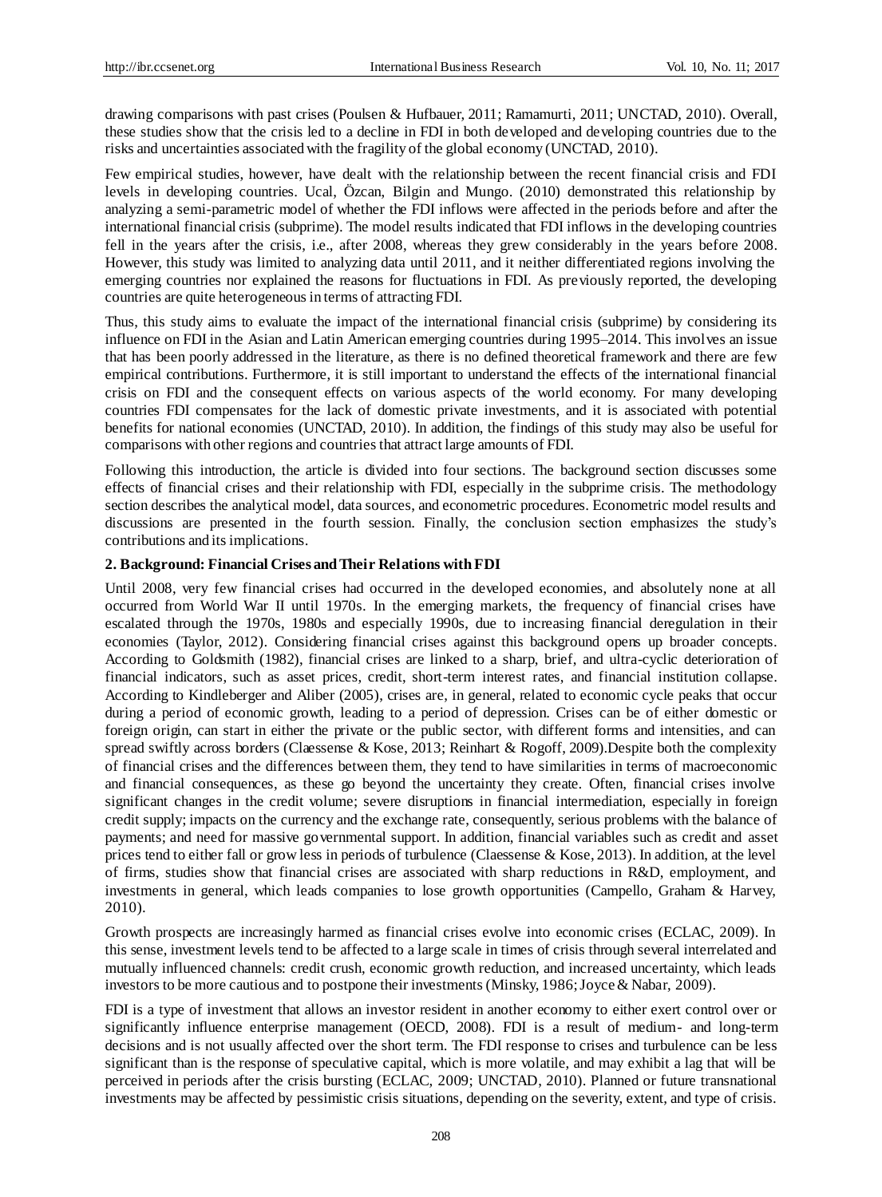drawing comparisons with past crises (Poulsen & Hufbauer, 2011; Ramamurti, 2011; UNCTAD, 2010). Overall, these studies show that the crisis led to a decline in FDI in both developed and developing countries due to the risks and uncertainties associated with the fragility of the global economy (UNCTAD, 2010).

Few empirical studies, however, have dealt with the relationship between the recent financial crisis and FDI levels in developing countries. Ucal, Özcan, Bilgin and Mungo. (2010) demonstrated this relationship by analyzing a semi-parametric model of whether the FDI inflows were affected in the periods before and after the international financial crisis (subprime). The model results indicated that FDI inflows in the developing countries fell in the years after the crisis, i.e., after 2008, whereas they grew considerably in the years before 2008. However, this study was limited to analyzing data until 2011, and it neither differentiated regions involving the emerging countries nor explained the reasons for fluctuations in FDI. As previously reported, the developing countries are quite heterogeneous in terms of attracting FDI.

Thus, this study aims to evaluate the impact of the international financial crisis (subprime) by considering its influence on FDI in the Asian and Latin American emerging countries during 1995–2014. This involves an issue that has been poorly addressed in the literature, as there is no defined theoretical framework and there are few empirical contributions. Furthermore, it is still important to understand the effects of the international financial crisis on FDI and the consequent effects on various aspects of the world economy. For many developing countries FDI compensates for the lack of domestic private investments, and it is associated with potential benefits for national economies (UNCTAD, 2010). In addition, the findings of this study may also be useful for comparisons with other regions and countries that attract large amounts of FDI.

Following this introduction, the article is divided into four sections. The background section discusses some effects of financial crises and their relationship with FDI, especially in the subprime crisis. The methodology section describes the analytical model, data sources, and econometric procedures. Econometric model results and discussions are presented in the fourth session. Finally, the conclusion section emphasizes the study's contributions and its implications.

## 2. Background: Financial Crises and Their Relations with FDI

Until 2008, very few financial crises had occurred in the developed economies, and absolutely none at all occurred from World War II until 1970s. In the emerging markets, the frequency of financial crises have escalated through the 1970s, 1980s and especially 1990s, due to increasing financial deregulation in their economies (Taylor, 2012). Considering financial crises against this background opens up broader concepts. According to Goldsmith (1982), financial crises are linked to a sharp, brief, and ultra-cyclic deterioration of financial indicators, such as asset prices, credit, short-term interest rates, and financial institution collapse. According to Kindleberger and Aliber (2005), crises are, in general, related to economic cycle peaks that occur during a period of economic growth, leading to a period of depression. Crises can be of either domestic or foreign origin, can start in either the private or the public sector, with different forms and intensities, and can spread swiftly across borders (Claessense & Kose, 2013; Reinhart & Rogoff, 2009).Despite both the complexity of financial crises and the differences between them, they tend to have similarities in terms of macroeconomic and financial consequences, as these go beyond the uncertainty they create. Often, financial crises involve significant changes in the credit volume; severe disruptions in financial intermediation, especially in foreign credit supply; impacts on the currency and the exchange rate, consequently, serious problems with the balance of payments; and need for massive governmental support. In addition, financial variables such as credit and asset prices tend to either fall or grow less in periods of turbulence (Claessense & Kose, 2013). In addition, at the level of firms, studies show that financial crises are associated with sharp reductions in R&D, employment, and investments in general, which leads companies to lose growth opportunities (Campello, Graham & Harvey, 2010).

Growth prospects are increasingly harmed as financial crises evolve into economic crises (ECLAC, 2009). In this sense, investment levels tend to be affected to a large scale in times of crisis through several interrelated and mutually influenced channels: credit crush, economic growth reduction, and increased uncertainty, which leads investors to be more cautious and to postpone their investments (Minsky, 1986; Joyce & Nabar, 2009).

FDI is a type of investment that allows an investor resident in another economy to either exert control over or significantly influence enterprise management (OECD, 2008). FDI is a result of medium- and long-term decisions and is not usually affected over the short term. The FDI response to crises and turbulence can be less significant than is the response of speculative capital, which is more volatile, and may exhibit a lag that will be perceived in periods after the crisis bursting (ECLAC, 2009; UNCTAD, 2010). Planned or future transnational investments may be affected by pessimistic crisis situations, depending on the severity, extent, and type of crisis.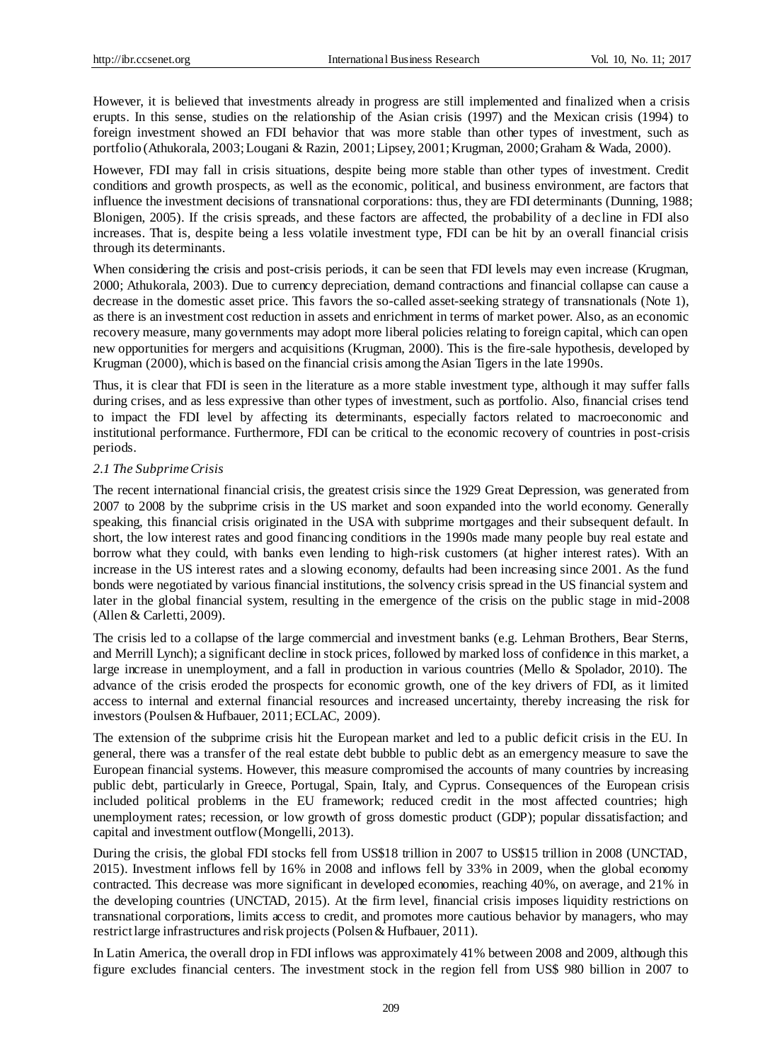However, it is believed that investments already in progress are still implemented and finalized when a crisis erupts. In this sense, studies on the relationship of the Asian crisis (1997) and the Mexican crisis (1994) to foreign investment showed an FDI behavior that was more stable than other types of investment, such as portfolio (Athukorala, 2003; Lougani & Razin, 2001; Lipsey, 2001; Krugman, 2000; Graham & Wada, 2000).

However, FDI may fall in crisis situations, despite being more stable than other types of investment. Credit conditions and growth prospects, as well as the economic, political, and business environment, are factors that influence the investment decisions of transnational corporations: thus, they are FDI determinants (Dunning, 1988; Blonigen, 2005). If the crisis spreads, and these factors are affected, the probability of a decline in FDI also increases. That is, despite being a less volatile investment type, FDI can be hit by an overall financial crisis through its determinants.

When considering the crisis and post-crisis periods, it can be seen that FDI levels may even increase (Krugman, 2000; Athukorala, 2003). Due to currency depreciation, demand contractions and financial collapse can cause a decrease in the domestic asset price. This favors the so-called asset-seeking strategy of transnationals (Note 1), as there is an investment cost reduction in assets and enrichment in terms of market power. Also, as an economic recovery measure, many governments may adopt more liberal policies relating to foreign capital, which can open new opportunities for mergers and acquisitions (Krugman, 2000). This is the fire-sale hypothesis, developed by Krugman (2000), which is based on the financial crisis among the Asian Tigers in the late 1990s.

Thus, it is clear that FDI is seen in the literature as a more stable investment type, although it may suffer falls during crises, and as less expressive than other types of investment, such as portfolio. Also, financial crises tend to impact the FDI level by affecting its determinants, especially factors related to macroeconomic and institutional performance. Furthermore, FDI can be critical to the economic recovery of countries in post-crisis periods.

### *2.1 The Subprime Crisis*

The recent international financial crisis, the greatest crisis since the 1929 Great Depression, was generated from 2007 to 2008 by the subprime crisis in the US market and soon expanded into the world economy. Generally speaking, this financial crisis originated in the USA with subprime mortgages and their subsequent default. In short, the low interest rates and good financing conditions in the 1990s made many people buy real estate and borrow what they could, with banks even lending to high-risk customers (at higher interest rates). With an increase in the US interest rates and a slowing economy, defaults had been increasing since 2001. As the fund bonds were negotiated by various financial institutions, the solvency crisis spread in the US financial system and later in the global financial system, resulting in the emergence of the crisis on the public stage in mid-2008 (Allen & Carletti, 2009).

The crisis led to a collapse of the large commercial and investment banks (e.g. Lehman Brothers, Bear Sterns, and Merrill Lynch); a significant decline in stock prices, followed by marked loss of confidence in this market, a large increase in unemployment, and a fall in production in various countries (Mello & Spolador, 2010). The advance of the crisis eroded the prospects for economic growth, one of the key drivers of FDI, as it limited access to internal and external financial resources and increased uncertainty, thereby increasing the risk for investors (Poulsen & Hufbauer, 2011; ECLAC, 2009).

The extension of the subprime crisis hit the European market and led to a public deficit crisis in the EU. In general, there was a transfer of the real estate debt bubble to public debt as an emergency measure to save the European financial systems. However, this measure compromised the accounts of many countries by increasing public debt, particularly in Greece, Portugal, Spain, Italy, and Cyprus. Consequences of the European crisis included political problems in the EU framework; reduced credit in the most affected countries; high unemployment rates; recession, or low growth of gross domestic product (GDP); popular dissatisfaction; and capital and investment outflow (Mongelli, 2013).

During the crisis, the global FDI stocks fell from US$18 trillion in 2007 to US$15 trillion in 2008 (UNCTAD, 2015). Investment inflows fell by 16% in 2008 and inflows fell by 33% in 2009, when the global economy contracted. This decrease was more significant in developed economies, reaching 40%, on average, and 21% in the developing countries (UNCTAD, 2015). At the firm level, financial crisis imposes liquidity restrictions on transnational corporations, limits access to credit, and promotes more cautious behavior by managers, who may restrict large infrastructures and risk projects (Polsen & Hufbauer, 2011).

In Latin America, the overall drop in FDI inflows was approximately 41% between 2008 and 2009, although this figure excludes financial centers. The investment stock in the region fell from US$ 980 billion in 2007 to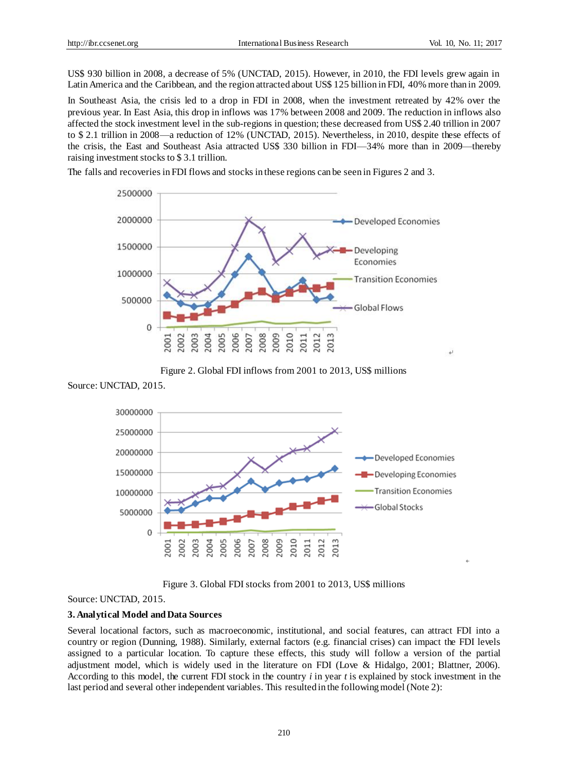US$ 930 billion in 2008, a decrease of 5% (UNCTAD, 2015). However, in 2010, the FDI levels grew again in Latin America and the Caribbean, and the region attracted about US$ 125 billion in FDI, 40% more than in 2009.

In Southeast Asia, the crisis led to a drop in FDI in 2008, when the investment retreated by 42% over the previous year. In East Asia, this drop in inflows was 17% between 2008 and 2009. The reduction in inflows also affected the stock investment level in the sub-regions in question; these decreased from US$ 2.40 trillion in 2007 to $ 2.1 trillion in 2008—a reduction of 12% (UNCTAD, 2015). Nevertheless, in 2010, despite these effects of the crisis, the East and Southeast Asia attracted US$ 330 billion in FDI—34% more than in 2009—thereby raising investment stocks to $ 3.1 trillion.

The falls and recoveries in FDI flows and stocks in these regions can be seen in Figures 2 and 3.

Figure 2. Global FDI inflows from 2001 to 2013, US$ millions

Source: UNCTAD, 2015.

Figure 3. Global FDI stocks from 2001 to 2013, US$ millions

Source: UNCTAD, 2015.

### 3. Analytical Model and Data Sources

Several locational factors, such as macroeconomic, institutional, and social features, can attract FDI into a country or region (Dunning, 1988). Similarly, external factors (e.g. financial crises) can impact the FDI levels assigned to a particular location. To capture these effects, this study will follow a version of the partial adjustment model, which is widely used in the literature on FDI (Love & Hidalgo, 2001; Blattner, 2006). According to this model, the current FDI stock in the country $i$ in year $t$ is explained by stock investment in the last period and several other independent variables. This resulted in the following model (Note 2):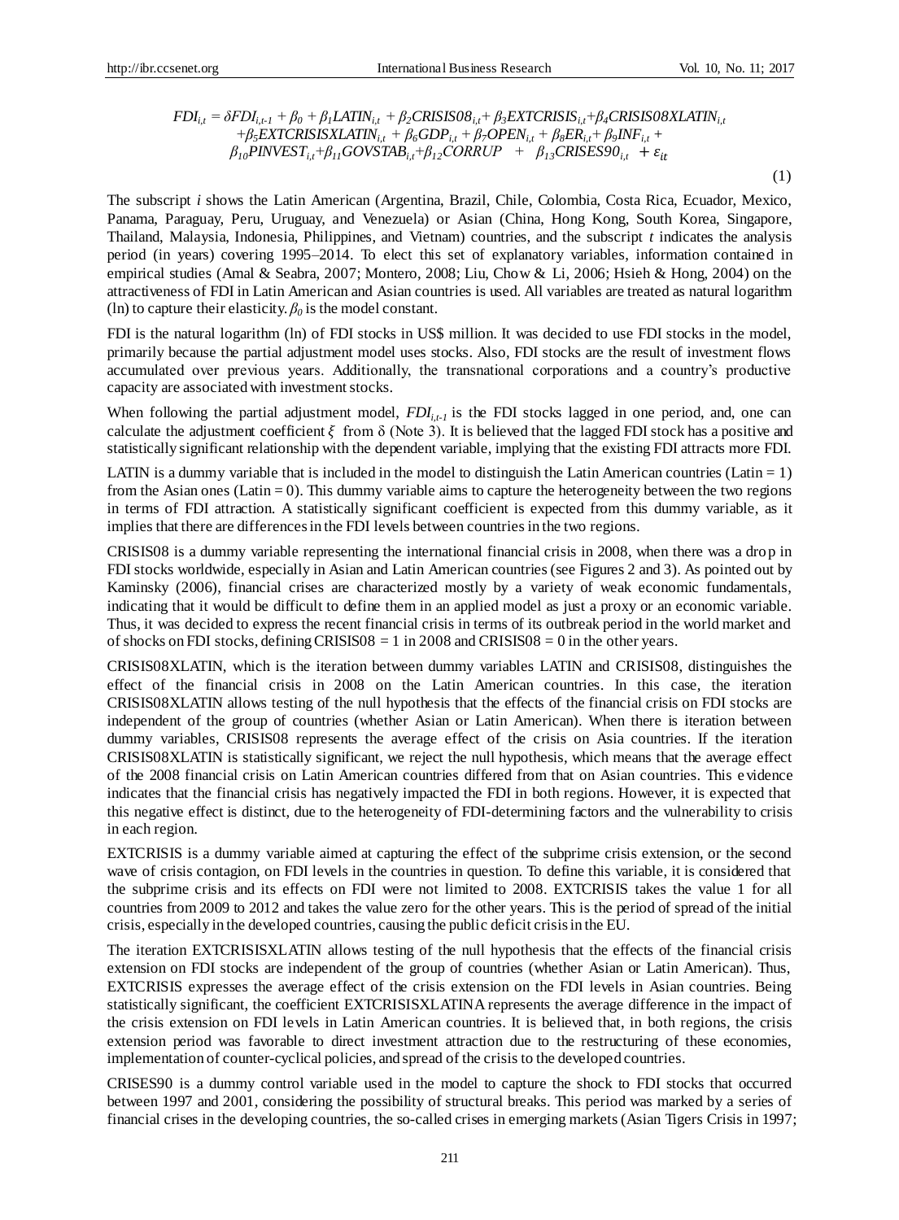$$FDI_{i,t} = \delta FDI_{i,t-1} + \beta_0 + \beta_1 LATIN_{i,t} + \beta_2 CRISIS08_{i,t} + \beta_3 EXTCRISIS_{i,t} + \beta_4 CRISIS08XLATIN_{i,t} + \beta_5 EXTCRISISXLATIN_{i,t} + \beta_6 GDP_{i,t} + \beta_7 OPEN_{i,t} + \beta_8 ER_{i,t} + \beta_9 INF_{i,t} + \beta_{10} PINVEST_{i,t} + \beta_{11} GOVSTAB_{i,t} + \beta_{12} CORRUP + \beta_{13} CRISES90_{i,t} + \varepsilon_{it} \quad (1)$$

The subscript *i* shows the Latin American (Argentina, Brazil, Chile, Colombia, Costa Rica, Ecuador, Mexico, Panama, Paraguay, Peru, Uruguay, and Venezuela) or Asian (China, Hong Kong, South Korea, Singapore, Thailand, Malaysia, Indonesia, Philippines, and Vietnam) countries, and the subscript *t* indicates the analysis period (in years) covering 1995–2014. To elect this set of explanatory variables, information contained in empirical studies (Amal & Seabra, 2007; Montero, 2008; Liu, Chow & Li, 2006; Hsieh & Hong, 2004) on the attractiveness of FDI in Latin American and Asian countries is used. All variables are treated as natural logarithm (ln) to capture their elasticity. $\beta_0$ is the model constant.

FDI is the natural logarithm (ln) of FDI stocks in US$ million. It was decided to use FDI stocks in the model, primarily because the partial adjustment model uses stocks. Also, FDI stocks are the result of investment flows accumulated over previous years. Additionally, the transnational corporations and a country's productive capacity are associated with investment stocks.

When following the partial adjustment model, $FDI_{i,t-1}$ is the FDI stocks lagged in one period, and, one can calculate the adjustment coefficient $\xi$ from $\delta$ (Note 3). It is believed that the lagged FDI stock has a positive and statistically significant relationship with the dependent variable, implying that the existing FDI attracts more FDI.

LATIN is a dummy variable that is included in the model to distinguish the Latin American countries (Latin = 1) from the Asian ones (Latin = 0). This dummy variable aims to capture the heterogeneity between the two regions in terms of FDI attraction. A statistically significant coefficient is expected from this dummy variable, as it implies that there are differences in the FDI levels between countries in the two regions.

CRISIS08 is a dummy variable representing the international financial crisis in 2008, when there was a drop in FDI stocks worldwide, especially in Asian and Latin American countries (see Figures 2 and 3). As pointed out by Kaminsky (2006), financial crises are characterized mostly by a variety of weak economic fundamentals, indicating that it would be difficult to define them in an applied model as just a proxy or an economic variable. Thus, it was decided to express the recent financial crisis in terms of its outbreak period in the world market and of shocks on FDI stocks, defining CRISIS08 = 1 in 2008 and CRISIS08 = 0 in the other years.

CRISIS08XLATIN, which is the iteration between dummy variables LATIN and CRISIS08, distinguishes the effect of the financial crisis in 2008 on the Latin American countries. In this case, the iteration CRISIS08XLATIN allows testing of the null hypothesis that the effects of the financial crisis on FDI stocks are independent of the group of countries (whether Asian or Latin American). When there is iteration between dummy variables, CRISIS08 represents the average effect of the crisis on Asia countries. If the iteration CRISIS08XLATIN is statistically significant, we reject the null hypothesis, which means that the average effect of the 2008 financial crisis on Latin American countries differed from that on Asian countries. This evidence indicates that the financial crisis has negatively impacted the FDI in both regions. However, it is expected that this negative effect is distinct, due to the heterogeneity of FDI-determining factors and the vulnerability to crisis in each region.

EXTCRISIS is a dummy variable aimed at capturing the effect of the subprime crisis extension, or the second wave of crisis contagion, on FDI levels in the countries in question. To define this variable, it is considered that the subprime crisis and its effects on FDI were not limited to 2008. EXTCRISIS takes the value 1 for all countries from 2009 to 2012 and takes the value zero for the other years. This is the period of spread of the initial crisis, especially in the developed countries, causing the public deficit crisis in the EU.

The iteration EXTCRISISXLATIN allows testing of the null hypothesis that the effects of the financial crisis extension on FDI stocks are independent of the group of countries (whether Asian or Latin American). Thus, EXTCRISIS expresses the average effect of the crisis extension on the FDI levels in Asian countries. Being statistically significant, the coefficient EXTCRISISXLATINA represents the average difference in the impact of the crisis extension on FDI levels in Latin American countries. It is believed that, in both regions, the crisis extension period was favorable to direct investment attraction due to the restructuring of these economies, implementation of counter-cyclical policies, and spread of the crisis to the developed countries.

CRISES90 is a dummy control variable used in the model to capture the shock to FDI stocks that occurred between 1997 and 2001, considering the possibility of structural breaks. This period was marked by a series of financial crises in the developing countries, the so-called crises in emerging markets (Asian Tigers Crisis in 1997;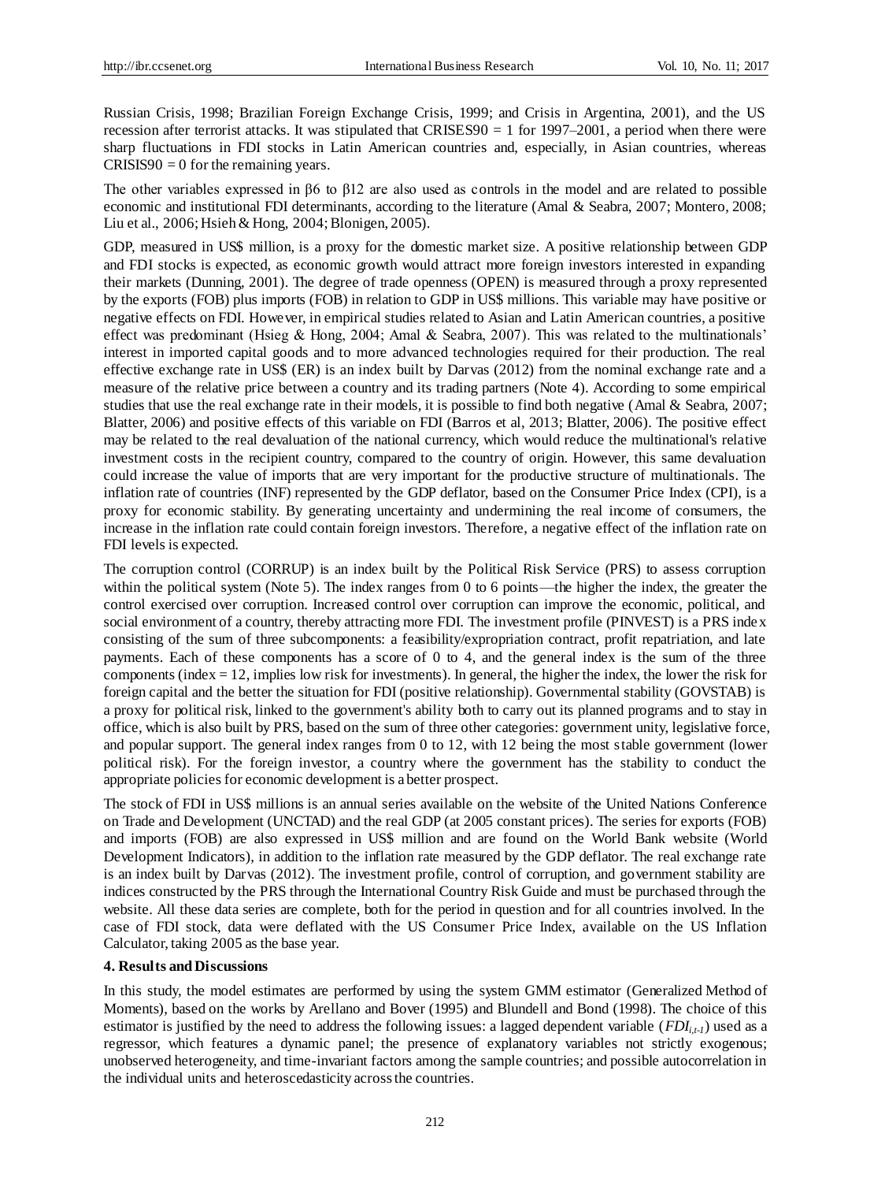Russian Crisis, 1998; Brazilian Foreign Exchange Crisis, 1999; and Crisis in Argentina, 2001), and the US recession after terrorist attacks. It was stipulated that CRISES90 = 1 for 1997–2001, a period when there were sharp fluctuations in FDI stocks in Latin American countries and, especially, in Asian countries, whereas CRISIS90 = 0 for the remaining years.

The other variables expressed in β6 to β12 are also used as controls in the model and are related to possible economic and institutional FDI determinants, according to the literature (Amal & Seabra, 2007; Montero, 2008; Liu et al., 2006; Hsieh & Hong, 2004; Blonigen, 2005).

GDP, measured in US$ million, is a proxy for the domestic market size. A positive relationship between GDP and FDI stocks is expected, as economic growth would attract more foreign investors interested in expanding their markets (Dunning, 2001). The degree of trade openness (OPEN) is measured through a proxy represented by the exports (FOB) plus imports (FOB) in relation to GDP in US$ millions. This variable may have positive or negative effects on FDI. However, in empirical studies related to Asian and Latin American countries, a positive effect was predominant (Hsieg & Hong, 2004; Amal & Seabra, 2007). This was related to the multinationals' interest in imported capital goods and to more advanced technologies required for their production. The real effective exchange rate in US$ (ER) is an index built by Darvas (2012) from the nominal exchange rate and a measure of the relative price between a country and its trading partners (Note 4). According to some empirical studies that use the real exchange rate in their models, it is possible to find both negative (Amal & Seabra, 2007; Blatter, 2006) and positive effects of this variable on FDI (Barros et al, 2013; Blatter, 2006). The positive effect may be related to the real devaluation of the national currency, which would reduce the multinational's relative investment costs in the recipient country, compared to the country of origin. However, this same devaluation could increase the value of imports that are very important for the productive structure of multinationals. The inflation rate of countries (INF) represented by the GDP deflator, based on the Consumer Price Index (CPI), is a proxy for economic stability. By generating uncertainty and undermining the real income of consumers, the increase in the inflation rate could contain foreign investors. Therefore, a negative effect of the inflation rate on FDI levels is expected.

The corruption control (CORRUP) is an index built by the Political Risk Service (PRS) to assess corruption within the political system (Note 5). The index ranges from 0 to 6 points—the higher the index, the greater the control exercised over corruption. Increased control over corruption can improve the economic, political, and social environment of a country, thereby attracting more FDI. The investment profile (PINVEST) is a PRS index consisting of the sum of three subcomponents: a feasibility/expropriation contract, profit repatriation, and late payments. Each of these components has a score of 0 to 4, and the general index is the sum of the three components (index = 12, implies low risk for investments). In general, the higher the index, the lower the risk for foreign capital and the better the situation for FDI (positive relationship). Governmental stability (GOVSTAB) is a proxy for political risk, linked to the government's ability both to carry out its planned programs and to stay in office, which is also built by PRS, based on the sum of three other categories: government unity, legislative force, and popular support. The general index ranges from 0 to 12, with 12 being the most stable government (lower political risk). For the foreign investor, a country where the government has the stability to conduct the appropriate policies for economic development is a better prospect.

The stock of FDI in US$ millions is an annual series available on the website of the United Nations Conference on Trade and Development (UNCTAD) and the real GDP (at 2005 constant prices). The series for exports (FOB) and imports (FOB) are also expressed in US$ million and are found on the World Bank website (World Development Indicators), in addition to the inflation rate measured by the GDP deflator. The real exchange rate is an index built by Darvas (2012). The investment profile, control of corruption, and government stability are indices constructed by the PRS through the International Country Risk Guide and must be purchased through the website. All these data series are complete, both for the period in question and for all countries involved. In the case of FDI stock, data were deflated with the US Consumer Price Index, available on the US Inflation Calculator, taking 2005 as the base year.

## 4. Results and Discussions

In this study, the model estimates are performed by using the system GMM estimator (Generalized Method of Moments), based on the works by Arellano and Bover (1995) and Blundell and Bond (1998). The choice of this estimator is justified by the need to address the following issues: a lagged dependent variable ($FDI_{i,t-1}$) used as a regressor, which features a dynamic panel; the presence of explanatory variables not strictly exogenous; unobserved heterogeneity, and time-invariant factors among the sample countries; and possible autocorrelation in the individual units and heteroscedasticity across the countries.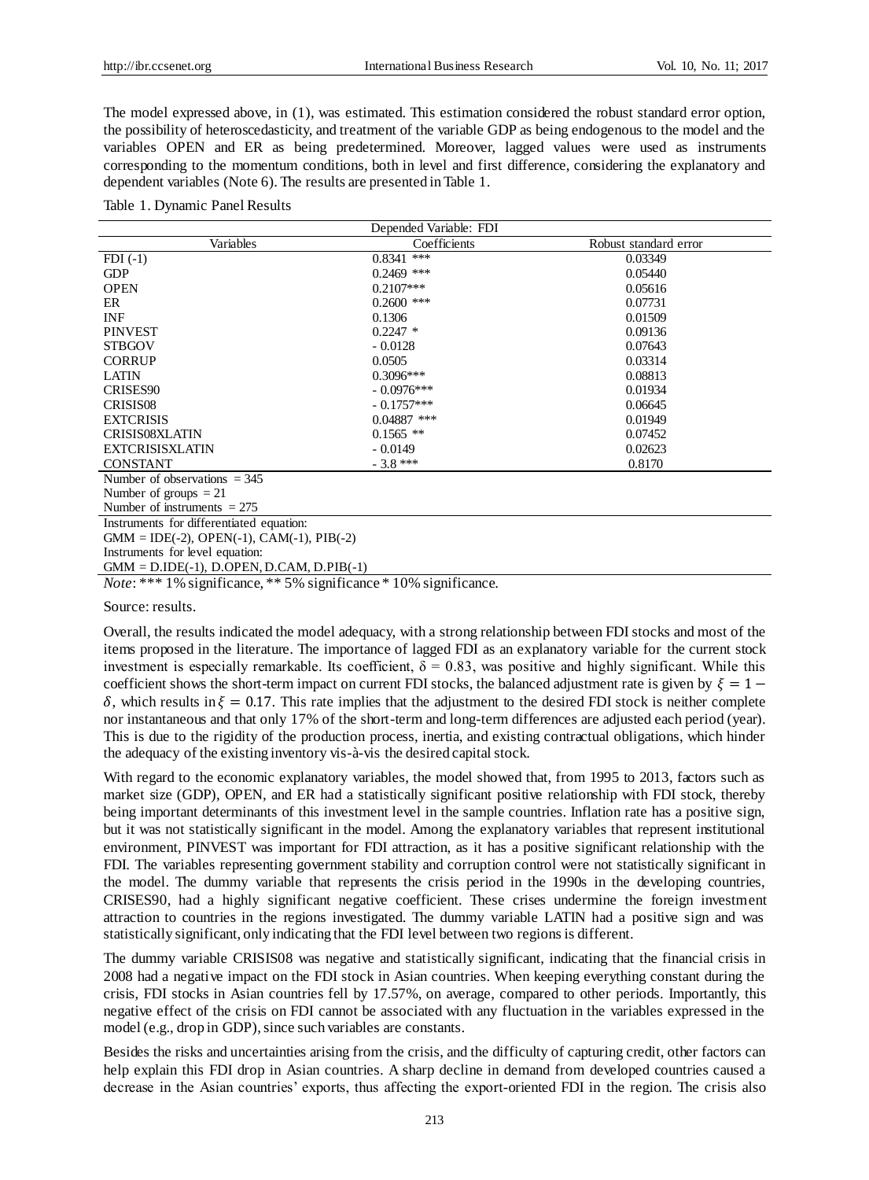The model expressed above, in (1), was estimated. This estimation considered the robust standard error option, the possibility of heteroscedasticity, and treatment of the variable GDP as being endogenous to the model and the variables OPEN and ER as being predetermined. Moreover, lagged values were used as instruments corresponding to the momentum conditions, both in level and first difference, considering the explanatory and dependent variables (Note 6). The results are presented in Table 1.

Table 1. Dynamic Panel Results

| Depended Variable: FDI | | |
|---|---|---|
| Variables | Coefficients | Robust standard error |
| FDI (-1) | 0.8341 *** | 0.03349 |
| GDP | 0.2469 *** | 0.05440 |
| OPEN | 0.2107*** | 0.05616 |
| ER | 0.2600 *** | 0.07731 |
| INF | 0.1306 | 0.01509 |
| PINVEST | 0.2247 * | 0.09136 |
| STBGOV | - 0.0128 | 0.07643 |
| CORRUP | 0.0505 | 0.03314 |
| LATIN | 0.3096*** | 0.08813 |
| CRISES90 | - 0.0976*** | 0.01934 |
| CRISIS08 | - 0.1757*** | 0.06645 |
| EXTCRISIS | 0.04887 *** | 0.01949 |
| CRISIS08XLATIN | 0.1565 ** | 0.07452 |
| EXTCRISISXLATIN | - 0.0149 | 0.02623 |
| CONSTANT | - 3.8 *** | 0.8170 |
| Number of observations = 345 | | |
| Number of groups = 21 | | |
| Number of instruments = 275 | | |
| Instruments for differentiated equation: | | |
| GMM = IDE(-2), OPEN(-1), CAM(-1), PIB(-2) | | |
| Instruments for level equation: | | |
| GMM = D.IDE(-1), D.OPEN, D.CAM, D.PIB(-1) | | |

*Note*: *** 1% significance, ** 5% significance * 10% significance.

Source: results.

Overall, the results indicated the model adequacy, with a strong relationship between FDI stocks and most of the items proposed in the literature. The importance of lagged FDI as an explanatory variable for the current stock investment is especially remarkable. Its coefficient, $\delta = 0.83$, was positive and highly significant. While this coefficient shows the short-term impact on current FDI stocks, the balanced adjustment rate is given by $\xi = 1 - \delta$, which results in $\xi = 0.17$. This rate implies that the adjustment to the desired FDI stock is neither complete nor instantaneous and that only 17% of the short-term and long-term differences are adjusted each period (year). This is due to the rigidity of the production process, inertia, and existing contractual obligations, which hinder the adequacy of the existing inventory vis-à-vis the desired capital stock.

With regard to the economic explanatory variables, the model showed that, from 1995 to 2013, factors such as market size (GDP), OPEN, and ER had a statistically significant positive relationship with FDI stock, thereby being important determinants of this investment level in the sample countries. Inflation rate has a positive sign, but it was not statistically significant in the model. Among the explanatory variables that represent institutional environment, PINVEST was important for FDI attraction, as it has a positive significant relationship with the FDI. The variables representing government stability and corruption control were not statistically significant in the model. The dummy variable that represents the crisis period in the 1990s in the developing countries, CRISES90, had a highly significant negative coefficient. These crises undermine the foreign investment attraction to countries in the regions investigated. The dummy variable LATIN had a positive sign and was statistically significant, only indicating that the FDI level between two regions is different.

The dummy variable CRISIS08 was negative and statistically significant, indicating that the financial crisis in 2008 had a negative impact on the FDI stock in Asian countries. When keeping everything constant during the crisis, FDI stocks in Asian countries fell by 17.57%, on average, compared to other periods. Importantly, this negative effect of the crisis on FDI cannot be associated with any fluctuation in the variables expressed in the model (e.g., drop in GDP), since such variables are constants.

Besides the risks and uncertainties arising from the crisis, and the difficulty of capturing credit, other factors can help explain this FDI drop in Asian countries. A sharp decline in demand from developed countries caused a decrease in the Asian countries' exports, thus affecting the export-oriented FDI in the region. The crisis also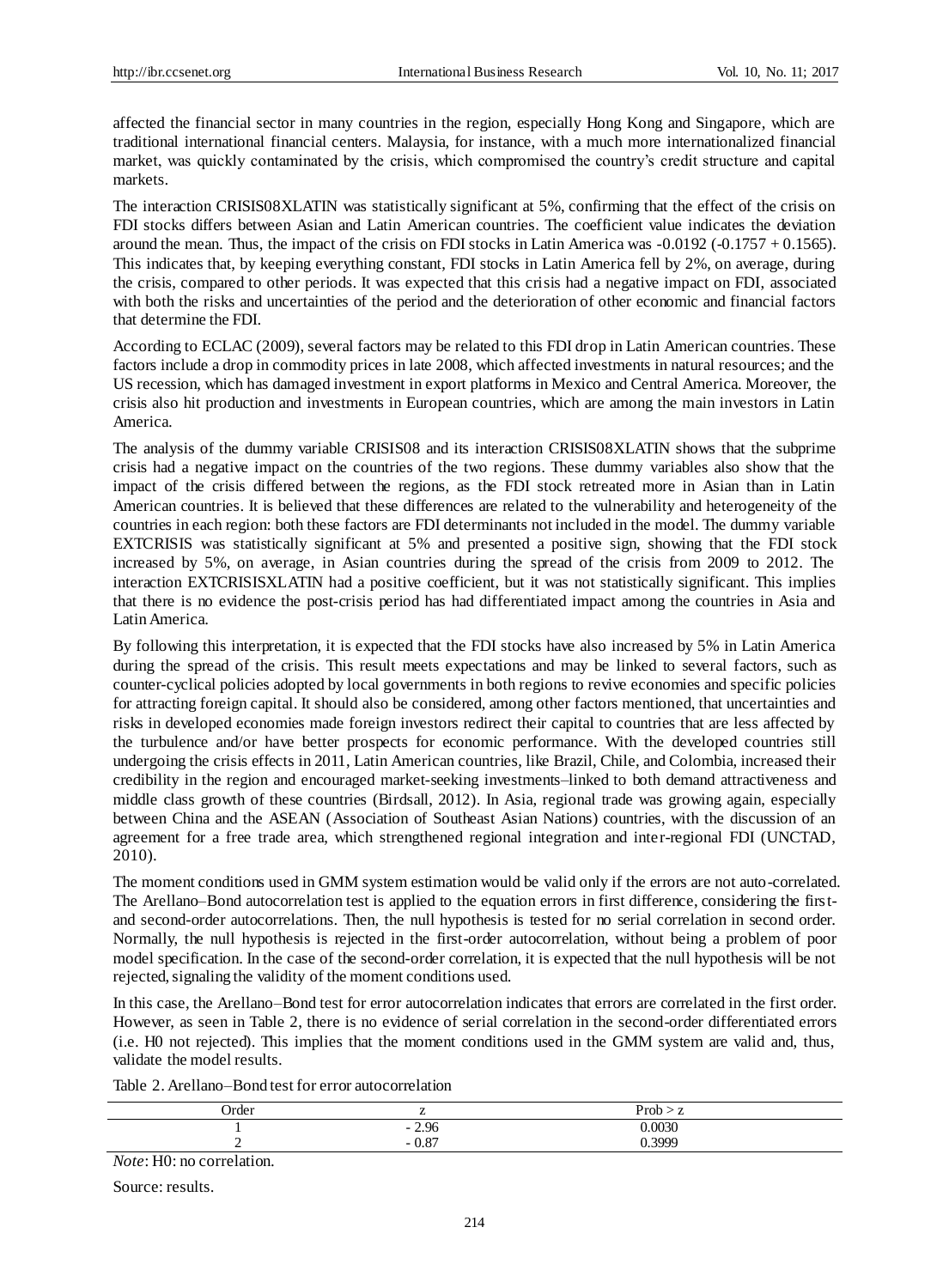affected the financial sector in many countries in the region, especially Hong Kong and Singapore, which are traditional international financial centers. Malaysia, for instance, with a much more internationalized financial market, was quickly contaminated by the crisis, which compromised the country's credit structure and capital markets.

The interaction CRISIS08XLATIN was statistically significant at 5%, confirming that the effect of the crisis on FDI stocks differs between Asian and Latin American countries. The coefficient value indicates the deviation around the mean. Thus, the impact of the crisis on FDI stocks in Latin America was -0.0192 (-0.1757 + 0.1565). This indicates that, by keeping everything constant, FDI stocks in Latin America fell by 2%, on average, during the crisis, compared to other periods. It was expected that this crisis had a negative impact on FDI, associated with both the risks and uncertainties of the period and the deterioration of other economic and financial factors that determine the FDI.

According to ECLAC (2009), several factors may be related to this FDI drop in Latin American countries. These factors include a drop in commodity prices in late 2008, which affected investments in natural resources; and the US recession, which has damaged investment in export platforms in Mexico and Central America. Moreover, the crisis also hit production and investments in European countries, which are among the main investors in Latin America.

The analysis of the dummy variable CRISIS08 and its interaction CRISIS08XLATIN shows that the subprime crisis had a negative impact on the countries of the two regions. These dummy variables also show that the impact of the crisis differed between the regions, as the FDI stock retreated more in Asian than in Latin American countries. It is believed that these differences are related to the vulnerability and heterogeneity of the countries in each region: both these factors are FDI determinants not included in the model. The dummy variable EXTCRISIS was statistically significant at 5% and presented a positive sign, showing that the FDI stock increased by 5%, on average, in Asian countries during the spread of the crisis from 2009 to 2012. The interaction EXTCRISISXLATIN had a positive coefficient, but it was not statistically significant. This implies that there is no evidence the post-crisis period has had differentiated impact among the countries in Asia and Latin America.

By following this interpretation, it is expected that the FDI stocks have also increased by 5% in Latin America during the spread of the crisis. This result meets expectations and may be linked to several factors, such as counter-cyclical policies adopted by local governments in both regions to revive economies and specific policies for attracting foreign capital. It should also be considered, among other factors mentioned, that uncertainties and risks in developed economies made foreign investors redirect their capital to countries that are less affected by the turbulence and/or have better prospects for economic performance. With the developed countries still undergoing the crisis effects in 2011, Latin American countries, like Brazil, Chile, and Colombia, increased their credibility in the region and encouraged market-seeking investments–linked to both demand attractiveness and middle class growth of these countries (Birdsall, 2012). In Asia, regional trade was growing again, especially between China and the ASEAN (Association of Southeast Asian Nations) countries, with the discussion of an agreement for a free trade area, which strengthened regional integration and inter-regional FDI (UNCTAD, 2010).

The moment conditions used in GMM system estimation would be valid only if the errors are not auto-correlated. The Arellano–Bond autocorrelation test is applied to the equation errors in first difference, considering the first- and second-order autocorrelations. Then, the null hypothesis is tested for no serial correlation in second order. Normally, the null hypothesis is rejected in the first-order autocorrelation, without being a problem of poor model specification. In the case of the second-order correlation, it is expected that the null hypothesis will be not rejected, signaling the validity of the moment conditions used.

In this case, the Arellano–Bond test for error autocorrelation indicates that errors are correlated in the first order. However, as seen in Table 2, there is no evidence of serial correlation in the second-order differentiated errors (i.e. H0 not rejected). This implies that the moment conditions used in the GMM system are valid and, thus, validate the model results.

Table 2. Arellano–Bond test for error autocorrelation

| Order | z | Prob > z |
|---|---|---|
| 1 | - 2.96 | 0.0030 |
| 2 | - 0.87 | 0.3999 |

*Note*: H0: no correlation.

Source: results.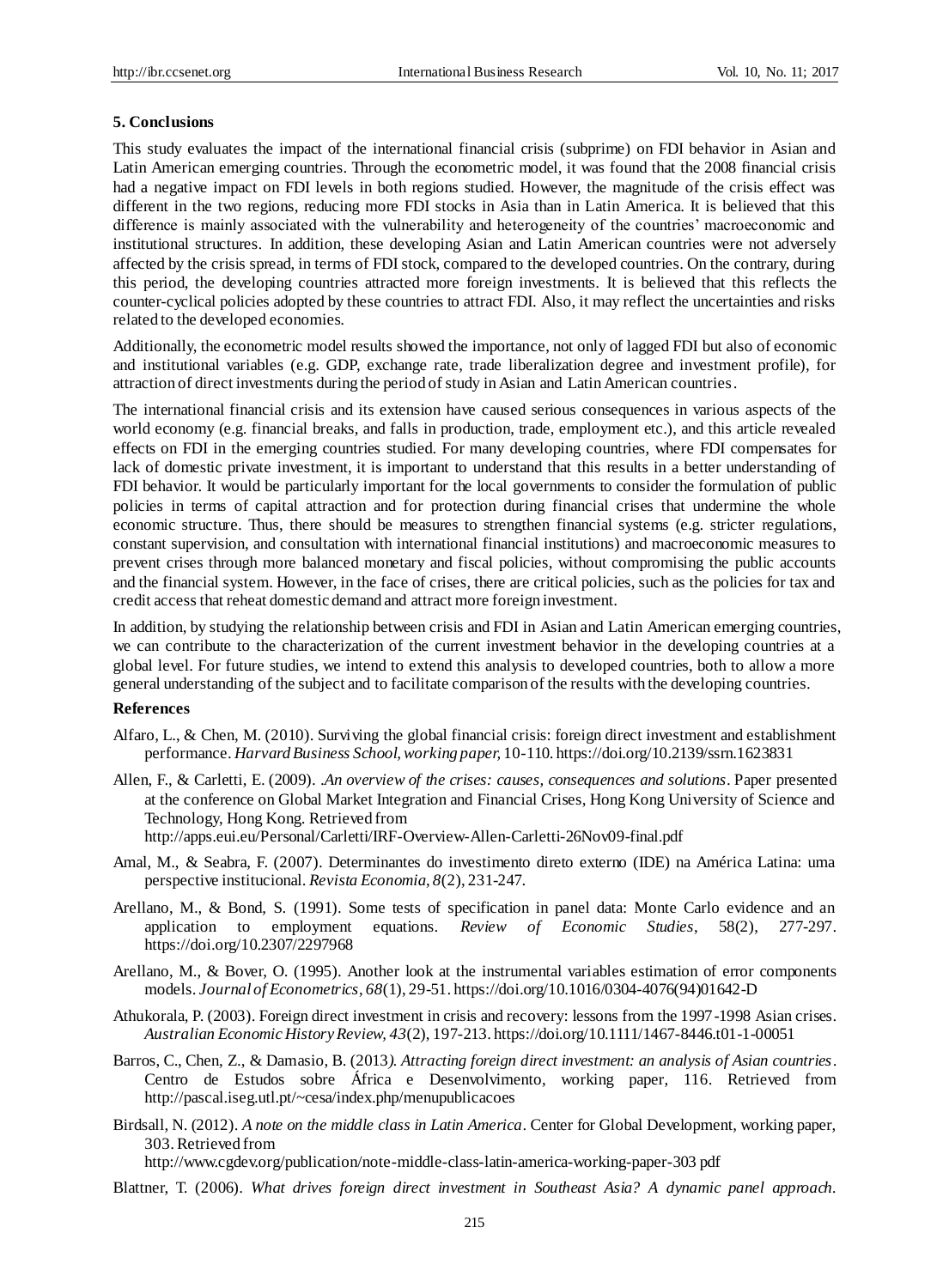## 5. Conclusions

This study evaluates the impact of the international financial crisis (subprime) on FDI behavior in Asian and Latin American emerging countries. Through the econometric model, it was found that the 2008 financial crisis had a negative impact on FDI levels in both regions studied. However, the magnitude of the crisis effect was different in the two regions, reducing more FDI stocks in Asia than in Latin America. It is believed that this difference is mainly associated with the vulnerability and heterogeneity of the countries' macroeconomic and institutional structures. In addition, these developing Asian and Latin American countries were not adversely affected by the crisis spread, in terms of FDI stock, compared to the developed countries. On the contrary, during this period, the developing countries attracted more foreign investments. It is believed that this reflects the counter-cyclical policies adopted by these countries to attract FDI. Also, it may reflect the uncertainties and risks related to the developed economies.

Additionally, the econometric model results showed the importance, not only of lagged FDI but also of economic and institutional variables (e.g. GDP, exchange rate, trade liberalization degree and investment profile), for attraction of direct investments during the period of study in Asian and Latin American countries.

The international financial crisis and its extension have caused serious consequences in various aspects of the world economy (e.g. financial breaks, and falls in production, trade, employment etc.), and this article revealed effects on FDI in the emerging countries studied. For many developing countries, where FDI compensates for lack of domestic private investment, it is important to understand that this results in a better understanding of FDI behavior. It would be particularly important for the local governments to consider the formulation of public policies in terms of capital attraction and for protection during financial crises that undermine the whole economic structure. Thus, there should be measures to strengthen financial systems (e.g. stricter regulations, constant supervision, and consultation with international financial institutions) and macroeconomic measures to prevent crises through more balanced monetary and fiscal policies, without compromising the public accounts and the financial system. However, in the face of crises, there are critical policies, such as the policies for tax and credit access that reheat domestic demand and attract more foreign investment.

In addition, by studying the relationship between crisis and FDI in Asian and Latin American emerging countries, we can contribute to the characterization of the current investment behavior in the developing countries at a global level. For future studies, we intend to extend this analysis to developed countries, both to allow a more general understanding of the subject and to facilitate comparison of the results with the developing countries.

## References

Alfaro, L., & Chen, M. (2010). Surviving the global financial crisis: foreign direct investment and establishment performance. *Harvard Business School, working paper,* 10-110. https://doi.org/10.2139/ssrn.1623831

Allen, F., & Carletti, E. (2009). .*An overview of the crises: causes, consequences and solutions*. Paper presented at the conference on Global Market Integration and Financial Crises, Hong Kong University of Science and Technology, Hong Kong. Retrieved from http://apps.eui.eu/Personal/Carletti/IRF-Overview-Allen-Carletti-26Nov09-final.pdf

Amal, M., & Seabra, F. (2007). Determinantes do investimento direto externo (IDE) na América Latina: uma perspective institucional. *Revista Economia*, *8*(2), 231-247.

Arellano, M., & Bond, S. (1991). Some tests of specification in panel data: Monte Carlo evidence and an application to employment equations. *Review of Economic Studies*, 58(2), 277-297. https://doi.org/10.2307/2297968

Arellano, M., & Bover, O. (1995). Another look at the instrumental variables estimation of error components models. *Journal of Econometrics*, *68*(1), 29-51. https://doi.org/10.1016/0304-4076(94)01642-D

Athukorala, P. (2003). Foreign direct investment in crisis and recovery: lessons from the 1997-1998 Asian crises. *Australian Economic History Review, 43*(2), 197-213. https://doi.org/10.1111/1467-8446.t01-1-00051

Barros, C., Chen, Z., & Damasio, B. (2013*). Attracting foreign direct investment: an analysis of Asian countries*. Centro de Estudos sobre África e Desenvolvimento, working paper, 116. Retrieved from http://pascal.iseg.utl.pt/~cesa/index.php/menupublicacoes

Birdsall, N. (2012). *A note on the middle class in Latin America*. Center for Global Development, working paper, 303. Retrieved from http://www.cgdev.org/publication/note-middle-class-latin-america-working-paper-303 pdf

Blattner, T. (2006). *What drives foreign direct investment in Southeast Asia? A dynamic panel approach.*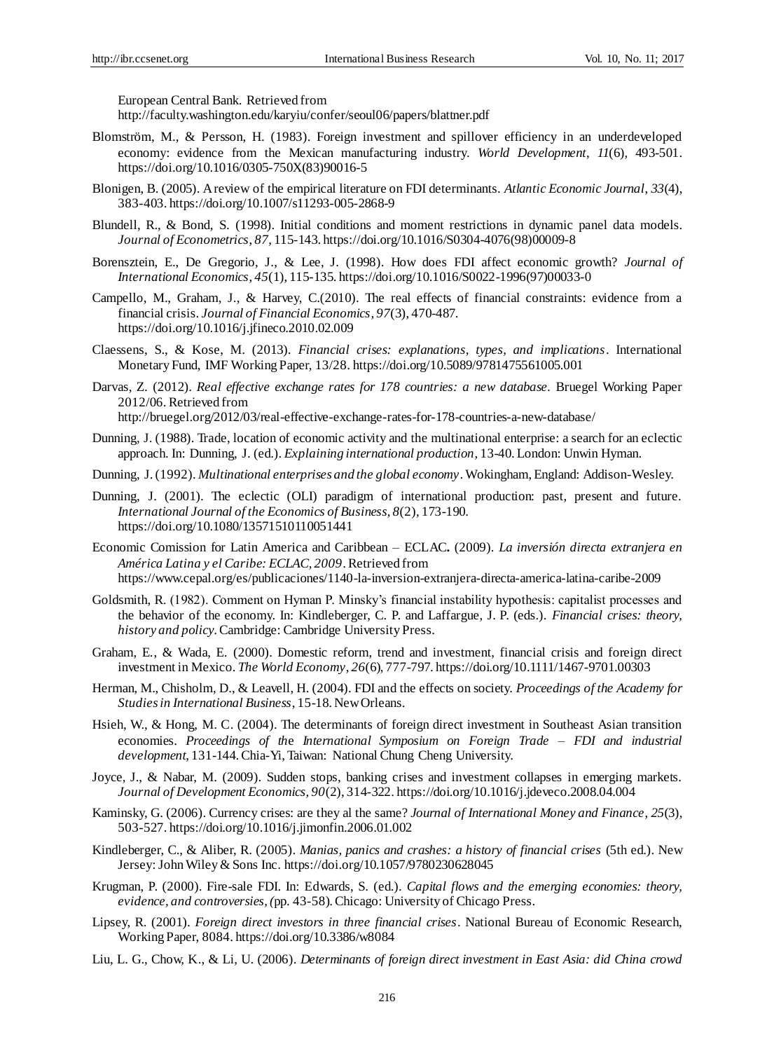European Central Bank. Retrieved from http://faculty.washington.edu/karyiu/confer/seoul06/papers/blattner.pdf

Blomström, M., & Persson, H. (1983). Foreign investment and spillover efficiency in an underdeveloped economy: evidence from the Mexican manufacturing industry. *World Development*, *11*(6), 493-501. https://doi.org/10.1016/0305-750X(83)90016-5

Blonigen, B. (2005). A review of the empirical literature on FDI determinants. *Atlantic Economic Journal*, *33*(4), 383-403. https://doi.org/10.1007/s11293-005-2868-9

Blundell, R., & Bond, S. (1998). Initial conditions and moment restrictions in dynamic panel data models. *Journal of Econometrics*, *87*, 115-143. https://doi.org/10.1016/S0304-4076(98)00009-8

Borensztein, E., De Gregorio, J., & Lee, J. (1998). How does FDI affect economic growth? *Journal of International Economics*, *45*(1), 115-135. https://doi.org/10.1016/S0022-1996(97)00033-0

Campello, M., Graham, J., & Harvey, C.(2010). The real effects of financial constraints: evidence from a financial crisis. *Journal of Financial Economics*, *97*(3), 470-487. https://doi.org/10.1016/j.jfineco.2010.02.009

Claessens, S., & Kose, M. (2013). *Financial crises: explanations, types, and implications*. International Monetary Fund, IMF Working Paper, 13/28. https://doi.org/10.5089/9781475561005.001

Darvas, Z. (2012). *Real effective exchange rates for 178 countries: a new database*. Bruegel Working Paper 2012/06. Retrieved from http://bruegel.org/2012/03/real-effective-exchange-rates-for-178-countries-a-new-database/

Dunning, J. (1988). Trade, location of economic activity and the multinational enterprise: a search for an eclectic approach. In: Dunning, J. (ed.). *Explaining international production*, 13-40. London: Unwin Hyman.

Dunning, J. (1992). *Multinational enterprises and the global economy*. Wokingham, England: Addison-Wesley.

Dunning, J. (2001). The eclectic (OLI) paradigm of international production: past, present and future. *International Journal of the Economics of Business*, *8*(2), 173-190. https://doi.org/10.1080/13571510110051441

Economic Comission for Latin America and Caribbean – ECLAC**.** (2009). *La inversión directa extranjera en América Latina y el Caribe: ECLAC, 2009*. Retrieved from https://www.cepal.org/es/publicaciones/1140-la-inversion-extranjera-directa-america-latina-caribe-2009

Goldsmith, R. (1982). Comment on Hyman P. Minsky's financial instability hypothesis: capitalist processes and the behavior of the economy. In: Kindleberger, C. P. and Laffargue, J. P. (eds.). *Financial crises: theory, history and policy*. Cambridge: Cambridge University Press.

Graham, E., & Wada, E. (2000). Domestic reform, trend and investment, financial crisis and foreign direct investment in Mexico. *The World Economy*, *26*(6), 777-797. https://doi.org/10.1111/1467-9701.00303

Herman, M., Chisholm, D., & Leavell, H. (2004). FDI and the effects on society. *Proceedings of the Academy for Studies in International Business*, 15-18. New Orleans.

Hsieh, W., & Hong, M. C. (2004). The determinants of foreign direct investment in Southeast Asian transition economies. *Proceedings of the International Symposium on Foreign Trade – FDI and industrial development*, 131-144. Chia-Yi, Taiwan: National Chung Cheng University.

Joyce, J., & Nabar, M. (2009). Sudden stops, banking crises and investment collapses in emerging markets. *Journal of Development Economics*, *90*(2), 314-322. https://doi.org/10.1016/j.jdeveco.2008.04.004

Kaminsky, G. (2006). Currency crises: are they al the same? *Journal of International Money and Finance*, *25*(3), 503-527. https://doi.org/10.1016/j.jimonfin.2006.01.002

Kindleberger, C., & Aliber, R. (2005). *Manias, panics and crashes: a history of financial crises* (5th ed.). New Jersey: John Wiley & Sons Inc. https://doi.org/10.1057/9780230628045

Krugman, P. (2000). Fire-sale FDI. In: Edwards, S. (ed.). *Capital flows and the emerging economies: theory, evidence, and controversies*, (pp. 43-58). Chicago: University of Chicago Press.

Lipsey, R. (2001). *Foreign direct investors in three financial crises*. National Bureau of Economic Research, Working Paper, 8084. https://doi.org/10.3386/w8084

Liu, L. G., Chow, K., & Li, U. (2006). *Determinants of foreign direct investment in East Asia: did China crowd*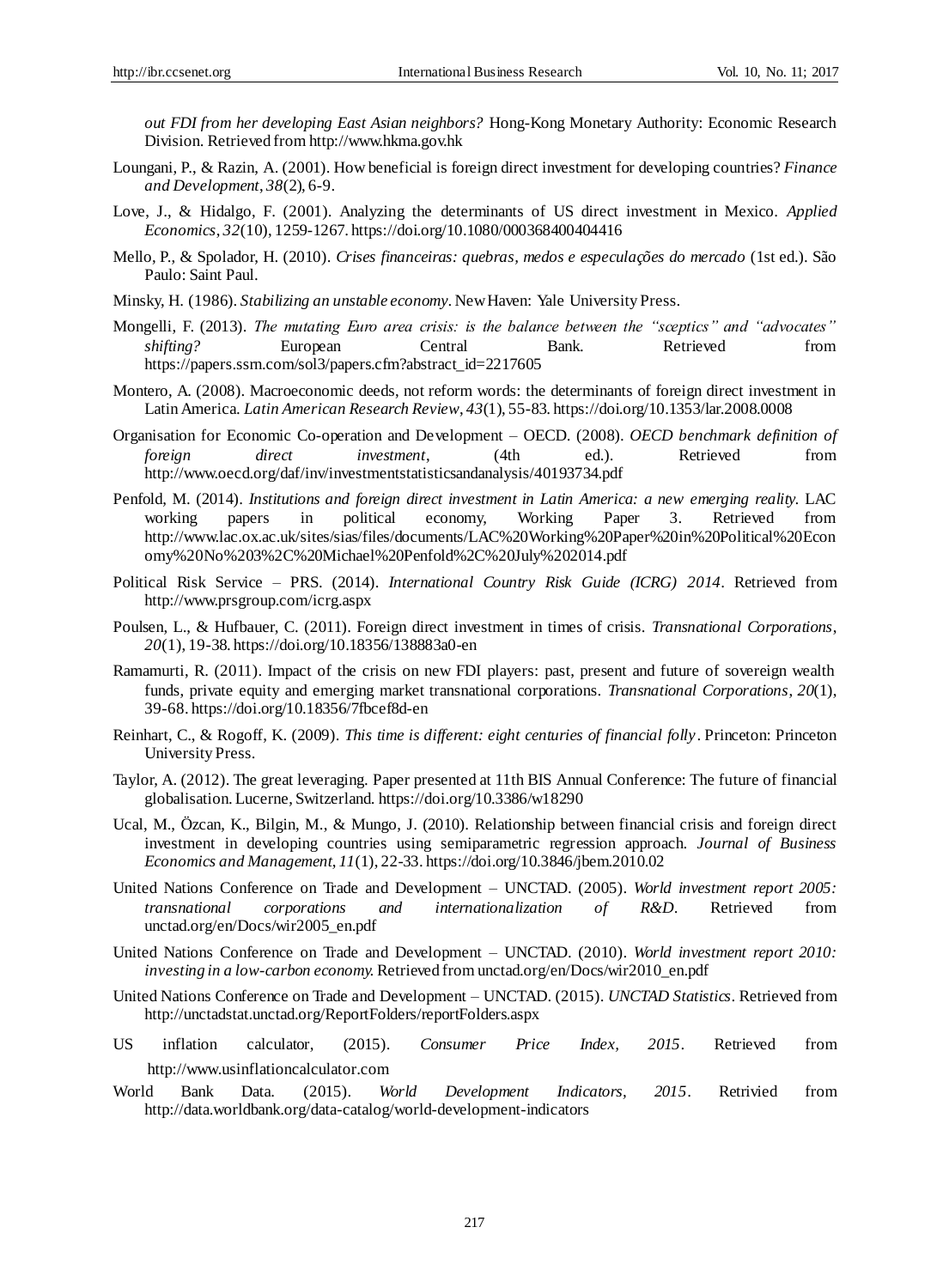*out FDI from her developing East Asian neighbors?* Hong-Kong Monetary Authority: Economic Research Division. Retrieved from http://www.hkma.gov.hk

Loungani, P., & Razin, A. (2001). How beneficial is foreign direct investment for developing countries? *Finance and Development*, *38*(2), 6-9.

Love, J., & Hidalgo, F. (2001). Analyzing the determinants of US direct investment in Mexico. *Applied Economics*, *32*(10), 1259-1267. https://doi.org/10.1080/000368400404416

Mello, P., & Spolador, H. (2010). *Crises financeiras: quebras, medos e especulações do mercado* (1st ed.). São Paulo: Saint Paul.

Minsky, H. (1986). *Stabilizing an unstable economy*. New Haven: Yale University Press.

Mongelli, F. (2013). *The mutating Euro area crisis: is the balance between the "sceptics" and "advocates" shifting?* European Central Bank. Retrieved from https://papers.ssrn.com/sol3/papers.cfm?abstract_id=2217605

Montero, A. (2008). Macroeconomic deeds, not reform words: the determinants of foreign direct investment in Latin America. *Latin American Research Review*, *43*(1), 55-83. https://doi.org/10.1353/lar.2008.0008

Organisation for Economic Co-operation and Development – OECD. (2008). *OECD benchmark definition of foreign direct investment*, (4th ed.). Retrieved from http://www.oecd.org/daf/inv/investmentstatisticsandanalysis/40193734.pdf

Penfold, M. (2014). *Institutions and foreign direct investment in Latin America: a new emerging reality.* LAC working papers in political economy, Working Paper 3. Retrieved from http://www.lac.ox.ac.uk/sites/sias/files/documents/LAC%20Working%20Paper%20in%20Political%20Economy%20No%203%2C%20Michael%20Penfold%2C%20July%202014.pdf

Political Risk Service – PRS. (2014). *International Country Risk Guide (ICRG) 2014*. Retrieved from http://www.prsgroup.com/icrg.aspx

Poulsen, L., & Hufbauer, C. (2011). Foreign direct investment in times of crisis. *Transnational Corporations*, *20*(1), 19-38. https://doi.org/10.18356/138883a0-en

Ramamurti, R. (2011). Impact of the crisis on new FDI players: past, present and future of sovereign wealth funds, private equity and emerging market transnational corporations. *Transnational Corporations*, *20*(1), 39-68. https://doi.org/10.18356/7fbcef8d-en

Reinhart, C., & Rogoff, K. (2009). *This time is different: eight centuries of financial folly*. Princeton: Princeton University Press.

Taylor, A. (2012). The great leveraging. Paper presented at 11th BIS Annual Conference: The future of financial globalisation. Lucerne, Switzerland. https://doi.org/10.3386/w18290

Ucal, M., Özcan, K., Bilgin, M., & Mungo, J. (2010). Relationship between financial crisis and foreign direct investment in developing countries using semiparametric regression approach. *Journal of Business Economics and Management*, *11*(1), 22-33. https://doi.org/10.3846/jbem.2010.02

United Nations Conference on Trade and Development – UNCTAD. (2005). *World investment report 2005: transnational corporations and internationalization of R&D*. Retrieved from unctad.org/en/Docs/wir2005_en.pdf

United Nations Conference on Trade and Development – UNCTAD. (2010). *World investment report 2010: investing in a low-carbon economy*. Retrieved from unctad.org/en/Docs/wir2010_en.pdf

United Nations Conference on Trade and Development – UNCTAD. (2015). *UNCTAD Statistics*. Retrieved from http://unctadstat.unctad.org/ReportFolders/reportFolders.aspx

US inflation calculator, (2015). *Consumer Price Index, 2015*. Retrieved from http://www.usinflationcalculator.com

World Bank Data. (2015). *World Development Indicators, 2015*. Retrivied from http://data.worldbank.org/data-catalog/world-development-indicators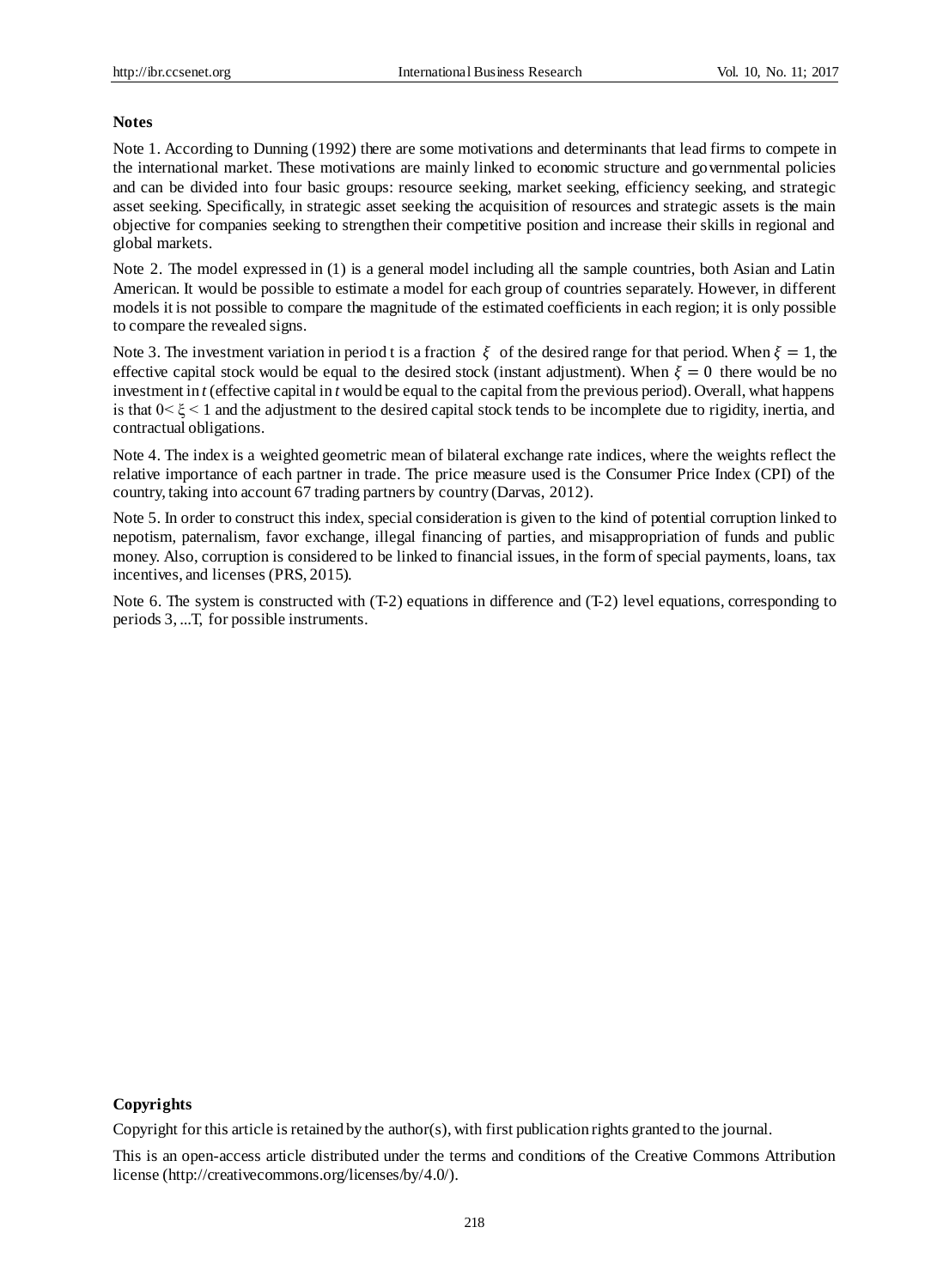## Notes

Note 1. According to Dunning (1992) there are some motivations and determinants that lead firms to compete in the international market. These motivations are mainly linked to economic structure and governmental policies and can be divided into four basic groups: resource seeking, market seeking, efficiency seeking, and strategic asset seeking. Specifically, in strategic asset seeking the acquisition of resources and strategic assets is the main objective for companies seeking to strengthen their competitive position and increase their skills in regional and global markets.

Note 2. The model expressed in (1) is a general model including all the sample countries, both Asian and Latin American. It would be possible to estimate a model for each group of countries separately. However, in different models it is not possible to compare the magnitude of the estimated coefficients in each region; it is only possible to compare the revealed signs.

Note 3. The investment variation in period t is a fraction $\xi$ of the desired range for that period. When $\xi = 1$, the effective capital stock would be equal to the desired stock (instant adjustment). When $\xi = 0$ there would be no investment in *t* (effective capital in *t* would be equal to the capital from the previous period). Overall, what happens is that $0 < \xi < 1$ and the adjustment to the desired capital stock tends to be incomplete due to rigidity, inertia, and contractual obligations.

Note 4. The index is a weighted geometric mean of bilateral exchange rate indices, where the weights reflect the relative importance of each partner in trade. The price measure used is the Consumer Price Index (CPI) of the country, taking into account 67 trading partners by country (Darvas, 2012).

Note 5. In order to construct this index, special consideration is given to the kind of potential corruption linked to nepotism, paternalism, favor exchange, illegal financing of parties, and misappropriation of funds and public money. Also, corruption is considered to be linked to financial issues, in the form of special payments, loans, tax incentives, and licenses (PRS, 2015).

Note 6. The system is constructed with (T-2) equations in difference and (T-2) level equations, corresponding to periods 3, ...T, for possible instruments.

## Copyrights

Copyright for this article is retained by the author(s), with first publication rights granted to the journal.

This is an open-access article distributed under the terms and conditions of the Creative Commons Attribution license (http://creativecommons.org/licenses/by/4.0/).